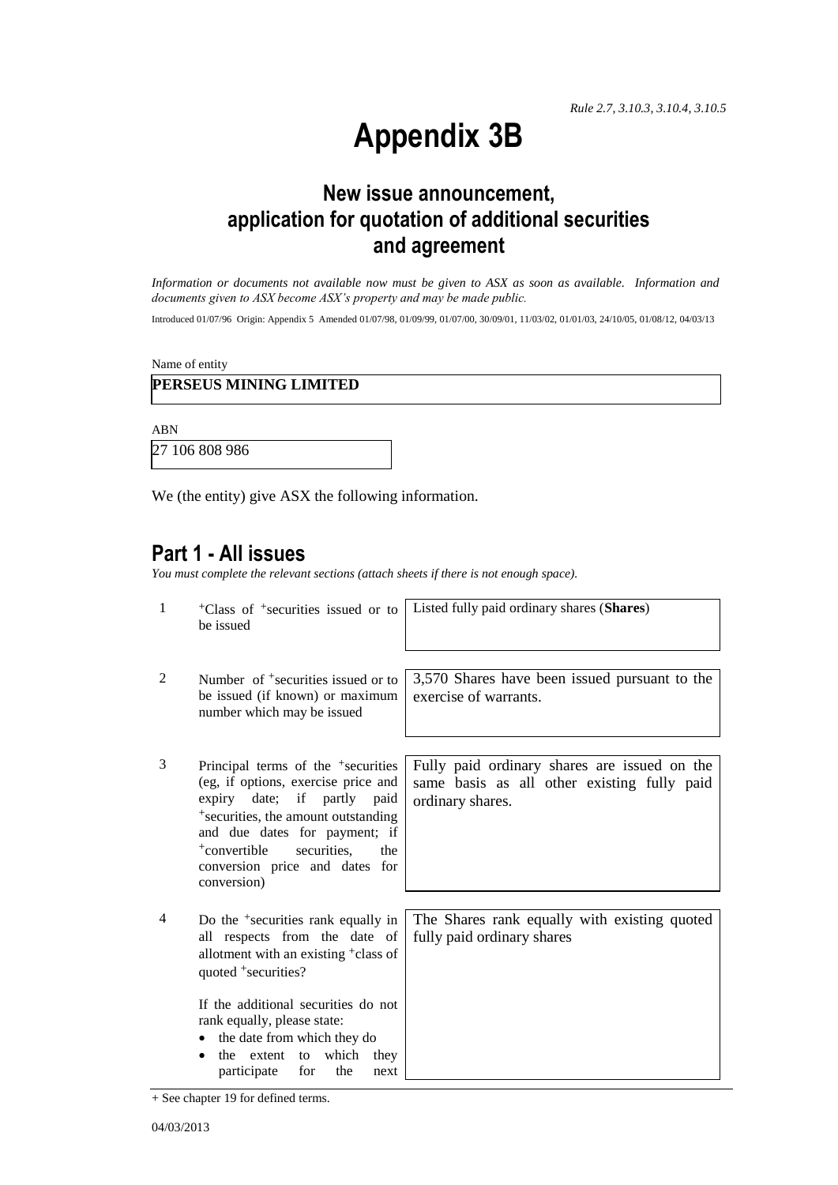*Rule 2.7, 3.10.3, 3.10.4, 3.10.5*

# Appendix 3B

## New issue announcement, application for quotation of additional securities and agreement

*Information or documents not available now must be given to ASX as soon as available. Information and documents given to ASX become ASX's property and may be made public.*

Introduced 01/07/96 Origin: Appendix 5 Amended 01/07/98, 01/09/99, 01/07/00, 30/09/01, 11/03/02, 01/01/03, 24/10/05, 01/08/12, 04/03/13

Name of entity

**PERSEUS MINING LIMITED**

ABN

27 106 808 986

We (the entity) give ASX the following information.

## Part 1 - All issues

*You must complete the relevant sections (attach sheets if there is not enough space).*

| | | |
|---|---|---|
| 1 | +Class of +securities issued or to be issued | Listed fully paid ordinary shares (**Shares**) |
| 2 | Number of +securities issued or to be issued (if known) or maximum number which may be issued | 3,570 Shares have been issued pursuant to the exercise of warrants. |
| 3 | Principal terms of the +securities (eg, if options, exercise price and expiry date; if partly paid +securities, the amount outstanding and due dates for payment; if +convertible securities, the conversion price and dates for conversion) | Fully paid ordinary shares are issued on the same basis as all other existing fully paid ordinary shares. |
| 4 | Do the +securities rank equally in all respects from the date of allotment with an existing +class of quoted +securities?<br><br>If the additional securities do not rank equally, please state:<br>• the date from which they do<br>• the extent to which they participate for the next | The Shares rank equally with existing quoted fully paid ordinary shares |

+ See chapter 19 for defined terms.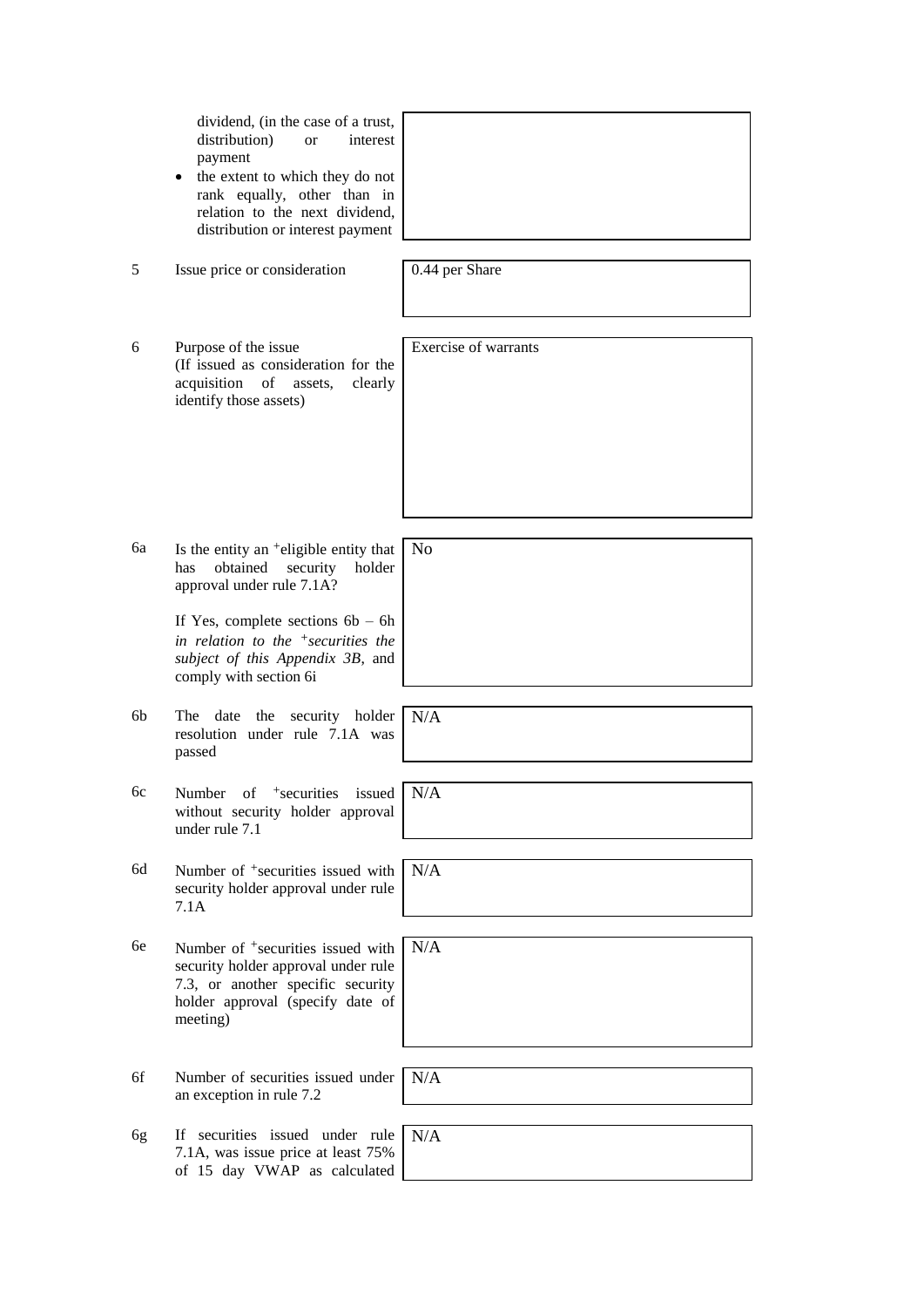| | | |
|---|---|---|
| | dividend, (in the case of a trust, distribution) or interest payment<br>• the extent to which they do not rank equally, other than in relation to the next dividend, distribution or interest payment | |
| 5 | Issue price or consideration | 0.44 per Share |
| 6 | Purpose of the issue<br>(If issued as consideration for the acquisition of assets, clearly identify those assets) | Exercise of warrants |
| 6a | Is the entity an +eligible entity that has obtained security holder approval under rule 7.1A?<br><br>If Yes, complete sections 6b – 6h *in relation to the +securities the subject of this Appendix 3B*, and comply with section 6i | No |
| 6b | The date the security holder resolution under rule 7.1A was passed | N/A |
| 6c | Number of +securities issued without security holder approval under rule 7.1 | N/A |
| 6d | Number of +securities issued with security holder approval under rule 7.1A | N/A |
| 6e | Number of +securities issued with security holder approval under rule 7.3, or another specific security holder approval (specify date of meeting) | N/A |
| 6f | Number of securities issued under an exception in rule 7.2 | N/A |
| 6g | If securities issued under rule 7.1A, was issue price at least 75% of 15 day VWAP as calculated | N/A |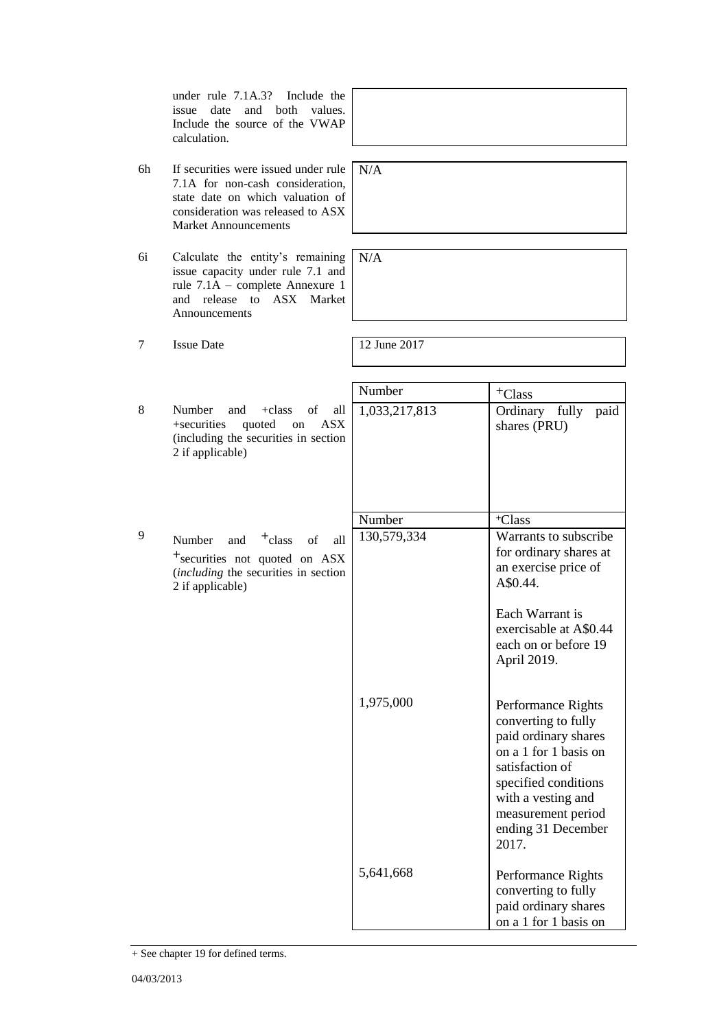| | | | |
|---|---|---|---|
| | under rule 7.1A.3? Include the issue date and both values. Include the source of the VWAP calculation. | | |
| 6h | If securities were issued under rule 7.1A for non-cash consideration, state date on which valuation of consideration was released to ASX Market Announcements | N/A | |
| 6i | Calculate the entity's remaining issue capacity under rule 7.1 and rule 7.1A – complete Annexure 1 and release to ASX Market Announcements | N/A | |
| 7 | Issue Date | 12 June 2017 | |

| | | Number | +Class |
|---|---|---|---|
| 8 | Number and +class of all +securities quoted on ASX (including the securities in section 2 if applicable) | 1,033,217,813 | Ordinary fully paid shares (PRU) |

| | | Number | +Class |
|---|---|---|---|
| 9 | Number and +class of all +securities not quoted on ASX (*including* the securities in section 2 if applicable) | 130,579,334 | Warrants to subscribe for ordinary shares at an exercise price of A$0.44.<br><br>Each Warrant is exercisable at A$0.44 each on or before 19 April 2019. |
| | | 1,975,000 | Performance Rights converting to fully paid ordinary shares on a 1 for 1 basis on satisfaction of specified conditions with a vesting and measurement period ending 31 December 2017. |
| | | 5,641,668 | Performance Rights converting to fully paid ordinary shares on a 1 for 1 basis on |

+ See chapter 19 for defined terms.

04/03/2013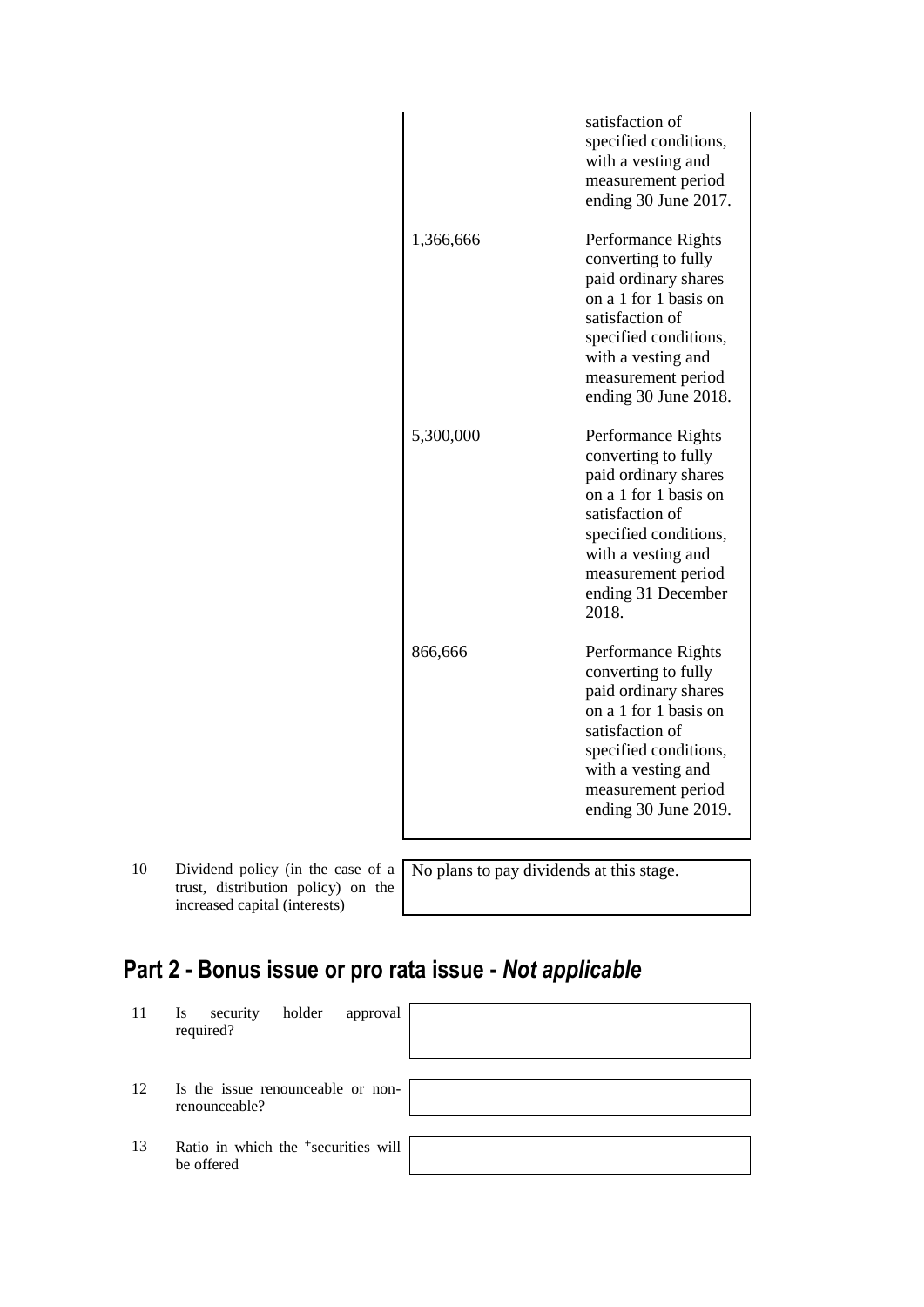| Number | +Class |
|---|---|
| | satisfaction of specified conditions, with a vesting and measurement period ending 30 June 2017. |
| 1,366,666 | Performance Rights converting to fully paid ordinary shares on a 1 for 1 basis on satisfaction of specified conditions, with a vesting and measurement period ending 30 June 2018. |
| 5,300,000 | Performance Rights converting to fully paid ordinary shares on a 1 for 1 basis on satisfaction of specified conditions, with a vesting and measurement period ending 31 December 2018. |
| 866,666 | Performance Rights converting to fully paid ordinary shares on a 1 for 1 basis on satisfaction of specified conditions, with a vesting and measurement period ending 30 June 2019. |

| | | |
|---|---|---|
| 10 | Dividend policy (in the case of a trust, distribution policy) on the increased capital (interests) | No plans to pay dividends at this stage. |

## Part 2 - Bonus issue or pro rata issue - *Not applicable*

| | | |
|---|---|---|
| 11 | Is security holder approval required? | |
| 12 | Is the issue renounceable or non-renounceable? | |
| 13 | Ratio in which the +securities will be offered | |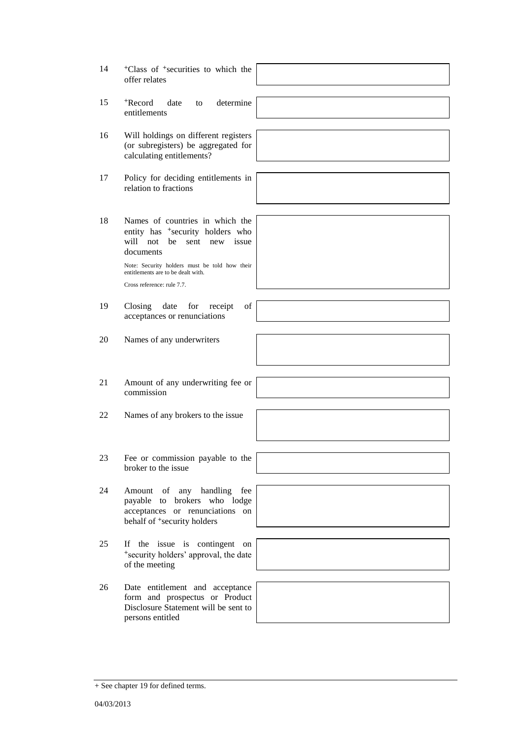| | | |
|---|---|---|
| 14 | +Class of +securities to which the offer relates | |
| 15 | +Record date to determine entitlements | |
| 16 | Will holdings on different registers (or subregisters) be aggregated for calculating entitlements? | |
| 17 | Policy for deciding entitlements in relation to fractions | |
| 18 | Names of countries in which the entity has +security holders who will not be sent new issue documents<br><br>Note: Security holders must be told how their entitlements are to be dealt with.<br><br>Cross reference: rule 7.7. | |
| 19 | Closing date for receipt of acceptances or renunciations | |
| 20 | Names of any underwriters | |
| 21 | Amount of any underwriting fee or commission | |
| 22 | Names of any brokers to the issue | |
| 23 | Fee or commission payable to the broker to the issue | |
| 24 | Amount of any handling fee payable to brokers who lodge acceptances or renunciations on behalf of +security holders | |
| 25 | If the issue is contingent on +security holders' approval, the date of the meeting | |
| 26 | Date entitlement and acceptance form and prospectus or Product Disclosure Statement will be sent to persons entitled | |

+ See chapter 19 for defined terms.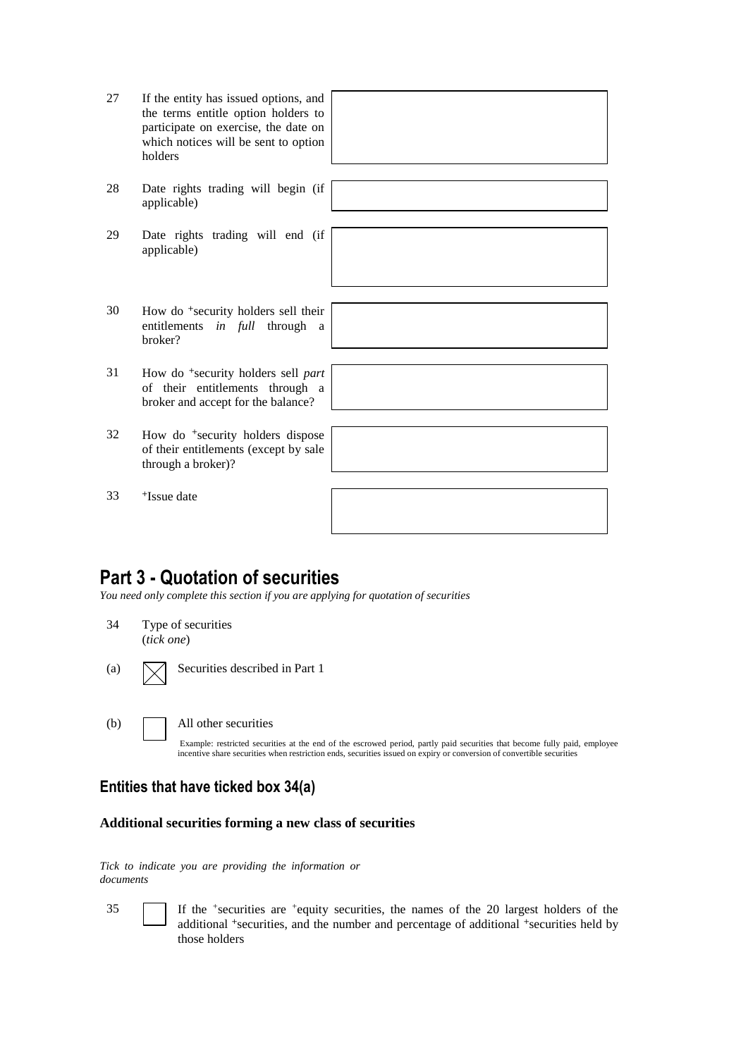| | | |
|---|---|---|
| 27 | If the entity has issued options, and the terms entitle option holders to participate on exercise, the date on which notices will be sent to option holders | |
| 28 | Date rights trading will begin (if applicable) | |
| 29 | Date rights trading will end (if applicable) | |
| 30 | How do +security holders sell their entitlements *in full* through a broker? | |
| 31 | How do +security holders sell *part* of their entitlements through a broker and accept for the balance? | |
| 32 | How do +security holders dispose of their entitlements (except by sale through a broker)? | |
| 33 | +Issue date | |

## Part 3 - Quotation of securities

*You need only complete this section if you are applying for quotation of securities*

34 Type of securities
(*tick one*)

(a) ☒ Securities described in Part 1

(b) ☐ All other securities

Example: restricted securities at the end of the escrowed period, partly paid securities that become fully paid, employee incentive share securities when restriction ends, securities issued on expiry or conversion of convertible securities

### Entities that have ticked box 34(a)

**Additional securities forming a new class of securities**

*Tick to indicate you are providing the information or documents*

35 ☐ If the +securities are +equity securities, the names of the 20 largest holders of the additional +securities, and the number and percentage of additional +securities held by those holders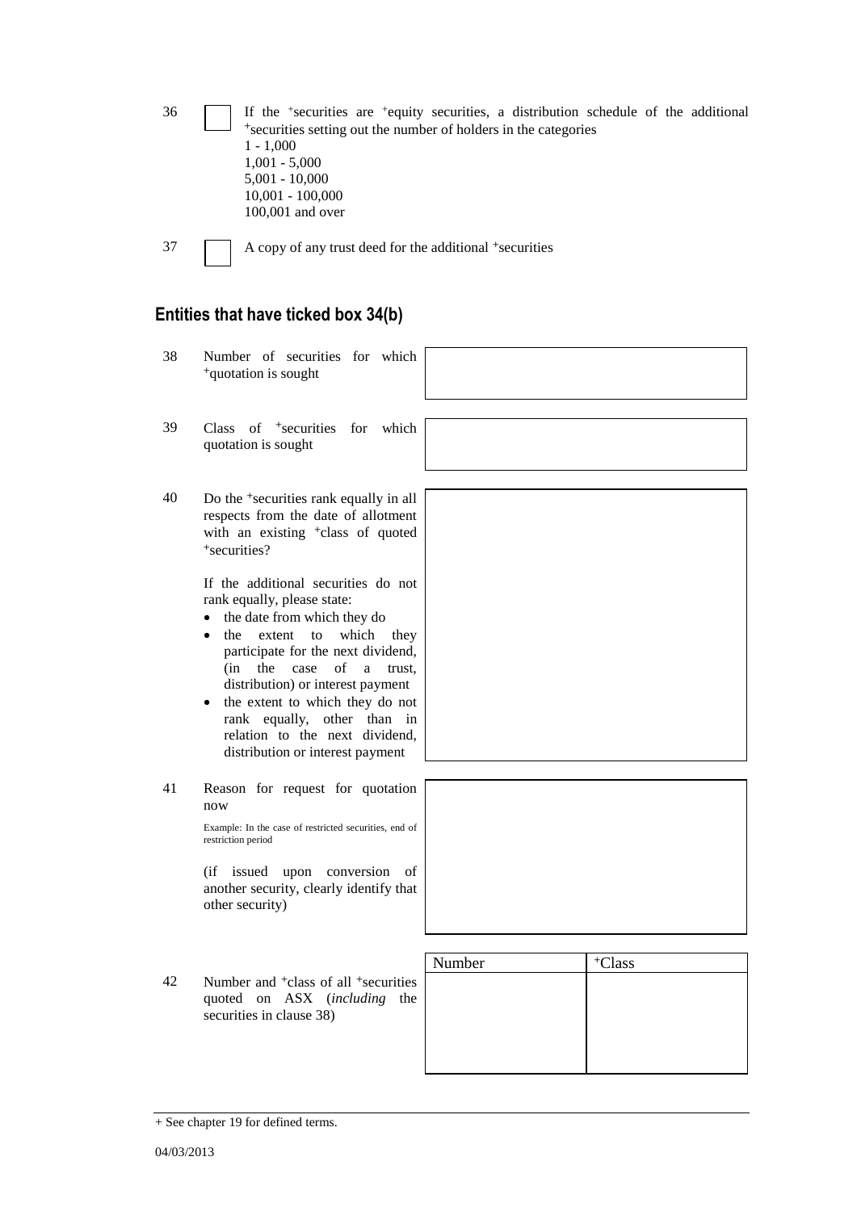36 ☐ If the +securities are +equity securities, a distribution schedule of the additional +securities setting out the number of holders in the categories
1 - 1,000
1,001 - 5,000
5,001 - 10,000
10,001 - 100,000
100,001 and over

37 ☐ A copy of any trust deed for the additional +securities

## Entities that have ticked box 34(b)

38 Number of securities for which +quotation is sought

39 Class of +securities for which quotation is sought

40 Do the +securities rank equally in all respects from the date of allotment with an existing +class of quoted +securities?

If the additional securities do not rank equally, please state:

- the date from which they do
- the extent to which they participate for the next dividend, (in the case of a trust, distribution) or interest payment
- the extent to which they do not rank equally, other than in relation to the next dividend, distribution or interest payment

41 Reason for request for quotation now

Example: In the case of restricted securities, end of restriction period

(if issued upon conversion of another security, clearly identify that other security)

42 Number and +class of all +securities quoted on ASX (*including* the securities in clause 38)

| Number | +Class |
|---|---|
| | |

+ See chapter 19 for defined terms.

04/03/2013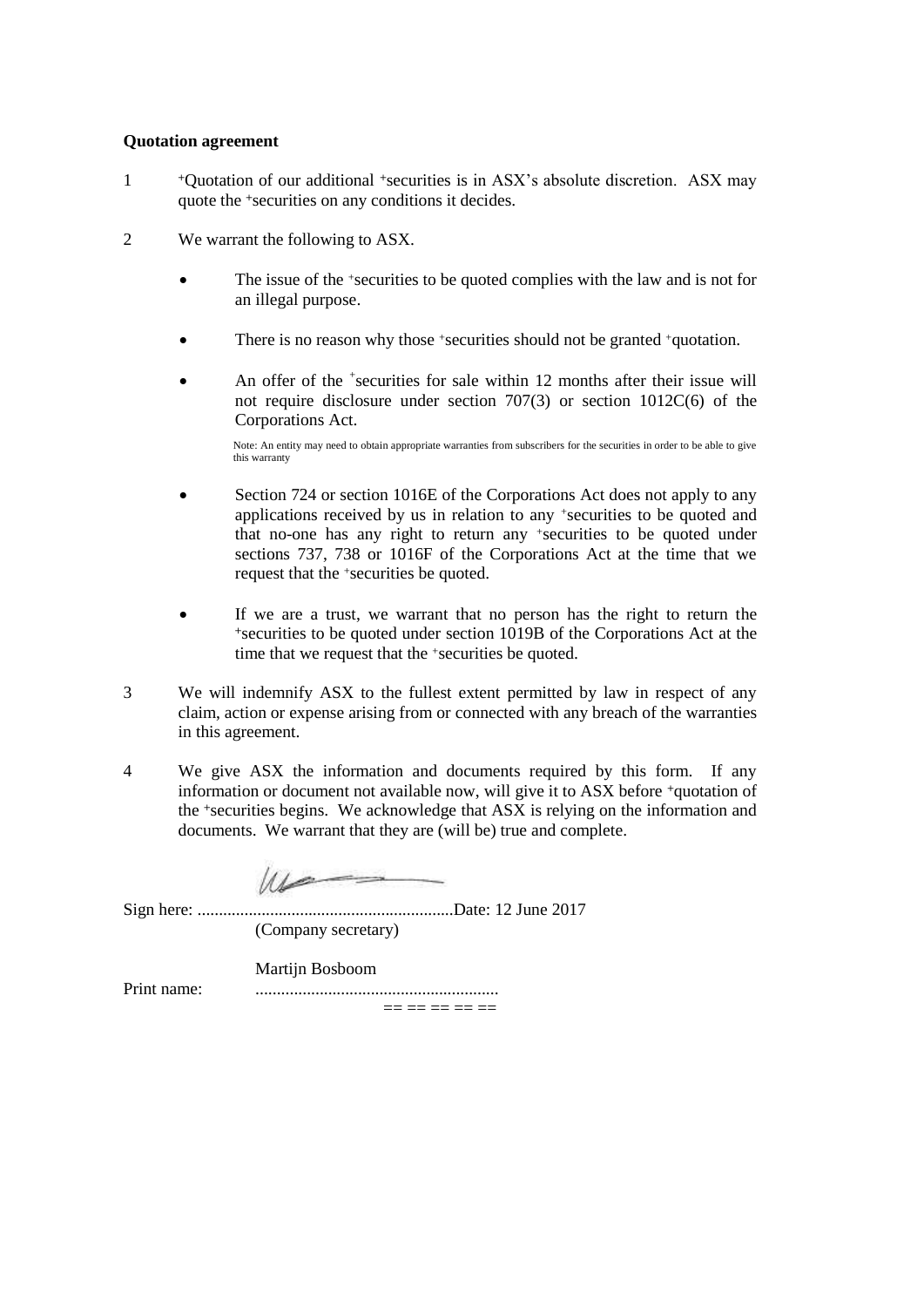**Quotation agreement**

1 +Quotation of our additional +securities is in ASX's absolute discretion. ASX may quote the +securities on any conditions it decides.

2 We warrant the following to ASX.

- The issue of the +securities to be quoted complies with the law and is not for an illegal purpose.
- There is no reason why those +securities should not be granted +quotation.
- An offer of the +securities for sale within 12 months after their issue will not require disclosure under section 707(3) or section 1012C(6) of the Corporations Act.

  Note: An entity may need to obtain appropriate warranties from subscribers for the securities in order to be able to give this warranty

- Section 724 or section 1016E of the Corporations Act does not apply to any applications received by us in relation to any +securities to be quoted and that no-one has any right to return any +securities to be quoted under sections 737, 738 or 1016F of the Corporations Act at the time that we request that the +securities be quoted.
- If we are a trust, we warrant that no person has the right to return the +securities to be quoted under section 1019B of the Corporations Act at the time that we request that the +securities be quoted.

3 We will indemnify ASX to the fullest extent permitted by law in respect of any claim, action or expense arising from or connected with any breach of the warranties in this agreement.

4 We give ASX the information and documents required by this form. If any information or document not available now, will give it to ASX before +quotation of the +securities begins. We acknowledge that ASX is relying on the information and documents. We warrant that they are (will be) true and complete.

Sign here: ............................................................Date: 12 June 2017
(Company secretary)

Print name: Martijn Bosboom

== == == == ==